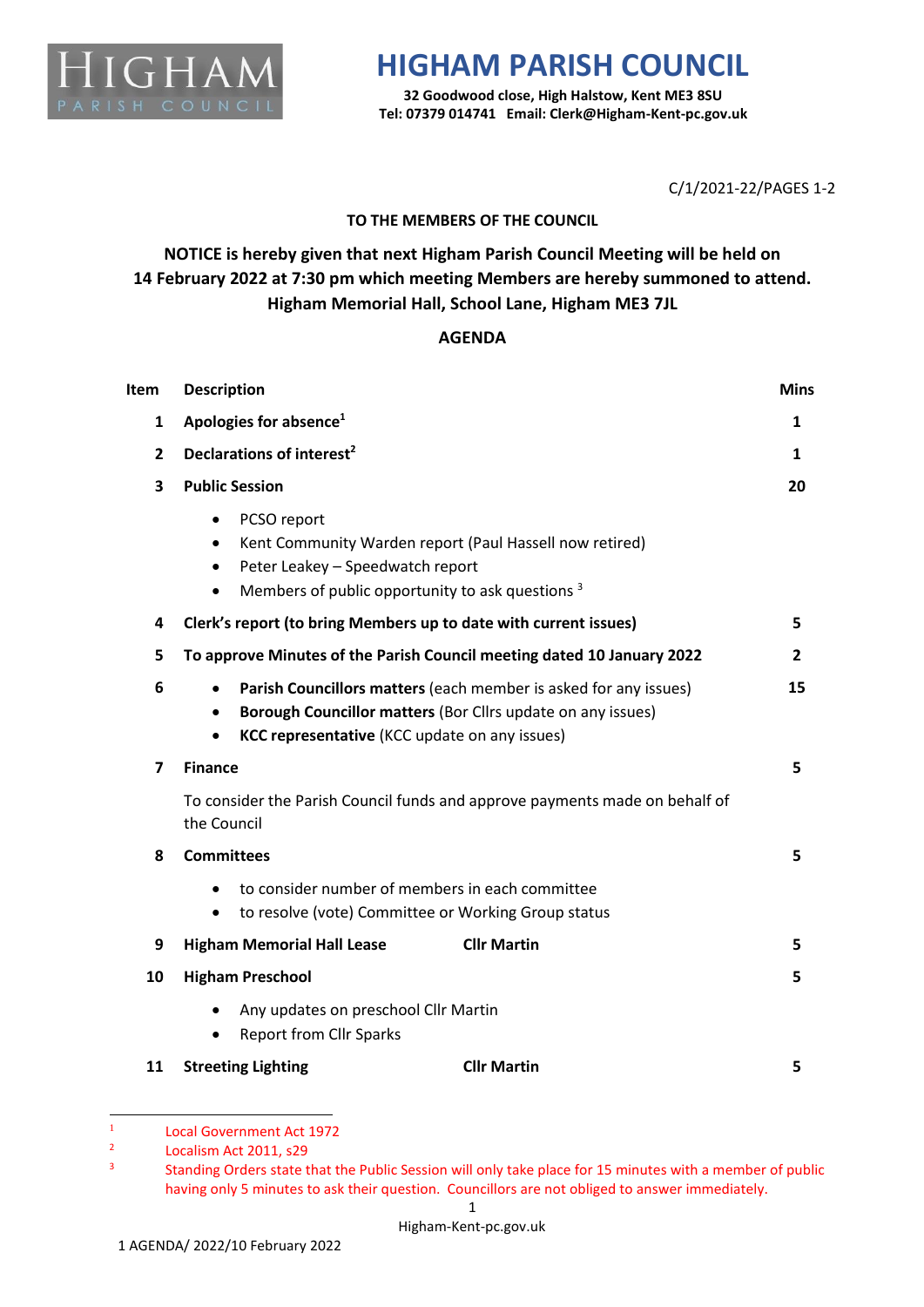# HIGHAM PARISH COUNCIL

**32 Goodwood close, High Halstow, Kent ME3 8SU**
**Tel: 07379 014741 Email: Clerk@Higham-Kent-pc.gov.uk**

C/1/2021-22/PAGES 1-2

**TO THE MEMBERS OF THE COUNCIL**

**NOTICE is hereby given that next Higham Parish Council Meeting will be held on 14 February 2022 at 7:30 pm which meeting Members are hereby summoned to attend. Higham Memorial Hall, School Lane, Higham ME3 7JL**

## AGENDA

| Item | Description | | Mins |
|---|---|---|---|
| 1 | **Apologies for absence**[1] | | 1 |
| 2 | **Declarations of interest**[2] | | 1 |
| 3 | **Public Session**<br>• PCSO report<br>• Kent Community Warden report (Paul Hassell now retired)<br>• Peter Leakey – Speedwatch report<br>• Members of public opportunity to ask questions [3] | | 20 |
| 4 | **Clerk's report (to bring Members up to date with current issues)** | | 5 |
| 5 | **To approve Minutes of the Parish Council meeting dated 10 January 2022** | | 2 |
| 6 | • **Parish Councillors matters** (each member is asked for any issues)<br>• **Borough Councillor matters** (Bor Cllrs update on any issues)<br>• **KCC representative** (KCC update on any issues) | | 15 |
| 7 | **Finance**<br>To consider the Parish Council funds and approve payments made on behalf of the Council | | 5 |
| 8 | **Committees**<br>• to consider number of members in each committee<br>• to resolve (vote) Committee or Working Group status | | 5 |
| 9 | **Higham Memorial Hall Lease** | **Cllr Martin** | 5 |
| 10 | **Higham Preschool**<br>• Any updates on preschool Cllr Martin<br>• Report from Cllr Sparks | | 5 |
| 11 | **Streeting Lighting** | **Cllr Martin** | 5 |

[1] Local Government Act 1972

[2] Localism Act 2011, s29

[3] Standing Orders state that the Public Session will only take place for 15 minutes with a member of public having only 5 minutes to ask their question. Councillors are not obliged to answer immediately.

Higham-Kent-pc.gov.uk

1 AGENDA/ 2022/10 February 2022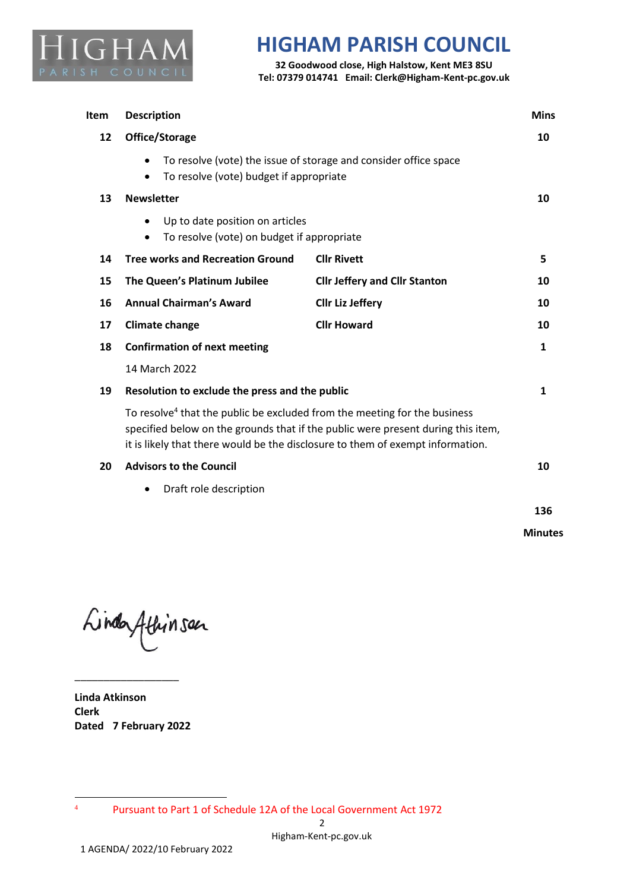| Item | Description | | Mins |
|---|---|---|---|
| **12** | **Office/Storage** | | **10** |
| | • To resolve (vote) the issue of storage and consider office space<br>• To resolve (vote) budget if appropriate | | |
| **13** | **Newsletter** | | **10** |
| | • Up to date position on articles<br>• To resolve (vote) on budget if appropriate | | |
| **14** | **Tree works and Recreation Ground** | **Cllr Rivett** | **5** |
| **15** | **The Queen's Platinum Jubilee** | **Cllr Jeffery and Cllr Stanton** | **10** |
| **16** | **Annual Chairman's Award** | **Cllr Liz Jeffery** | **10** |
| **17** | **Climate change** | **Cllr Howard** | **10** |
| **18** | **Confirmation of next meeting** | | **1** |
| | 14 March 2022 | | |
| **19** | **Resolution to exclude the press and the public** | | **1** |
| | To resolve[4] that the public be excluded from the meeting for the business specified below on the grounds that if the public were present during this item, it is likely that there would be the disclosure to them of exempt information. | | |
| **20** | **Advisors to the Council** | | **10** |
| | • Draft role description | | |
| | | | **136** |
| | | | **Minutes** |

Linda Atkinson

___________________

**Linda Atkinson**
**Clerk**
**Dated 7 February 2022**

---

[4] Pursuant to Part 1 of Schedule 12A of the Local Government Act 1972

1 AGENDA/ 2022/10 February 2022